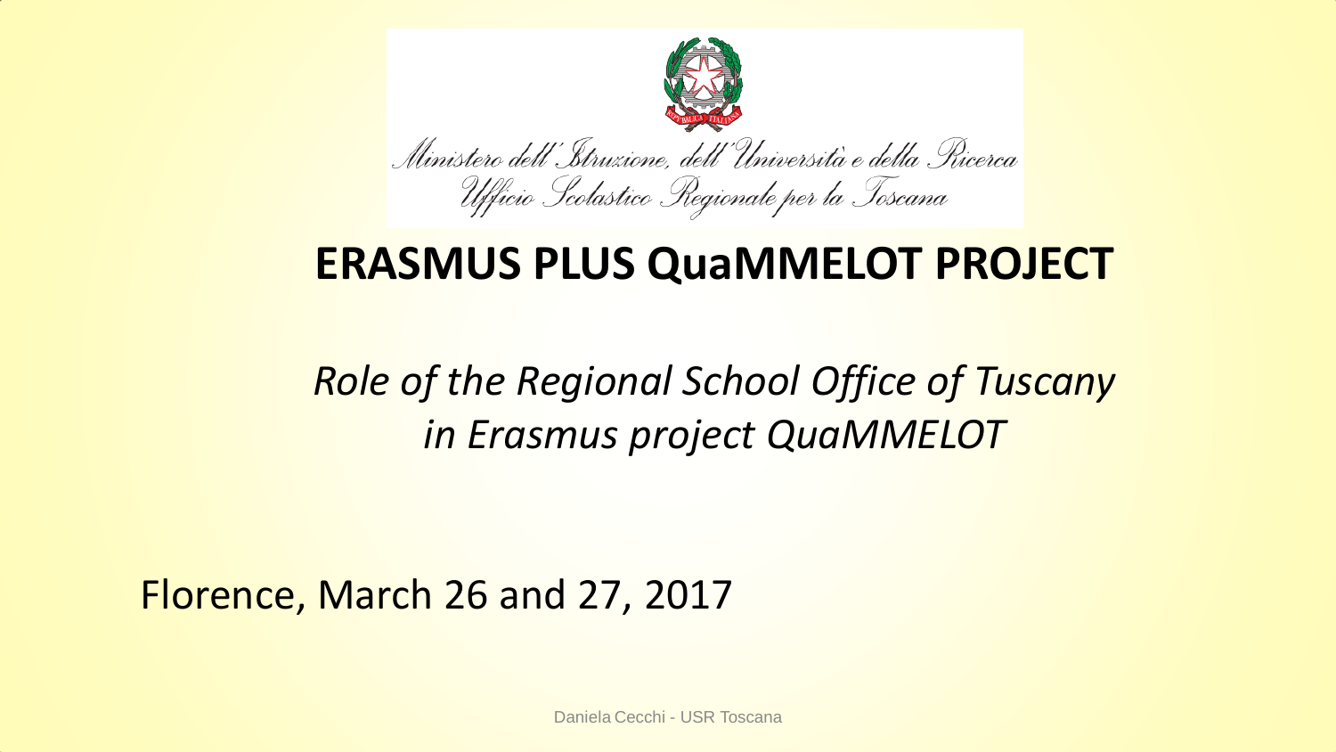Ministero dell'Istruzione, dell'Università e della Ricerca
Ufficio Scolastico Regionale per la Toscana

# ERASMUS PLUS QuaMMELOT PROJECT

## *Role of the Regional School Office of Tuscany in Erasmus project QuaMMELOT*

Florence, March 26 and 27, 2017

Daniela Cecchi - USR Toscana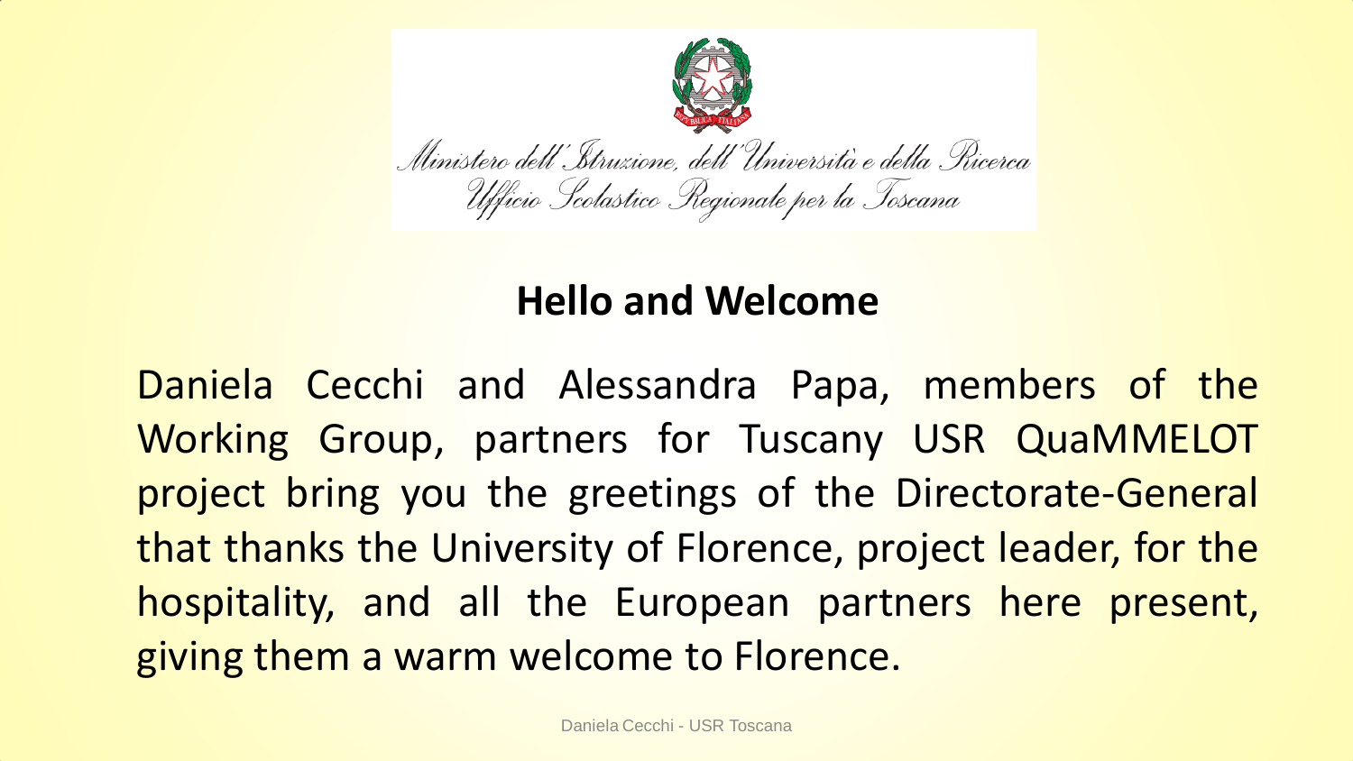Ministero dell'Istruzione, dell'Università e della Ricerca
Ufficio Scolastico Regionale per la Toscana

## Hello and Welcome

Daniela Cecchi and Alessandra Papa, members of the Working Group, partners for Tuscany USR QuaMMELOT project bring you the greetings of the Directorate-General that thanks the University of Florence, project leader, for the hospitality, and all the European partners here present, giving them a warm welcome to Florence.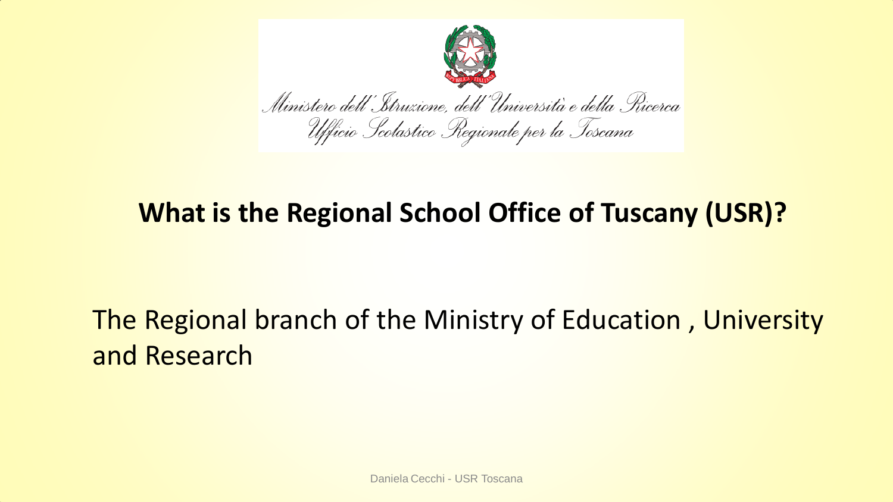Ministero dell'Istruzione, dell'Università e della Ricerca
Ufficio Scolastico Regionale per la Toscana

## What is the Regional School Office of Tuscany (USR)?

The Regional branch of the Ministry of Education , University and Research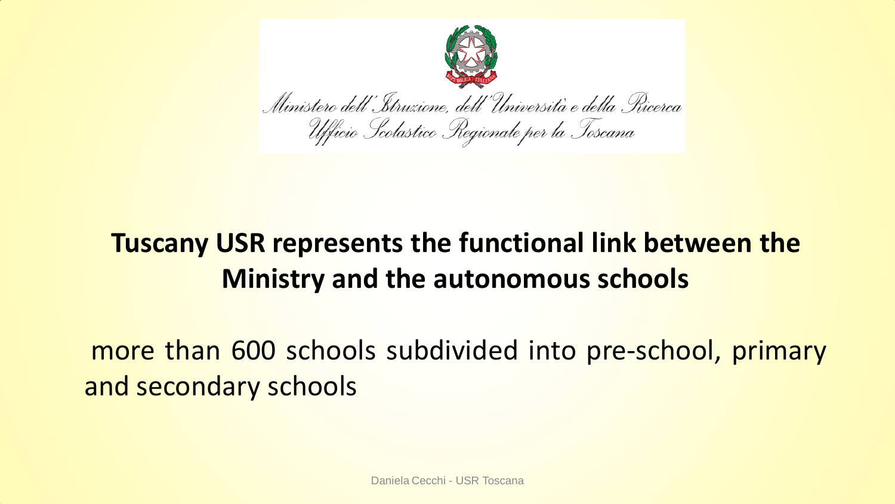Ministero dell'Istruzione, dell'Università e della Ricerca
Ufficio Scolastico Regionale per la Toscana

**Tuscany USR represents the functional link between the Ministry and the autonomous schools**

more than 600 schools subdivided into pre-school, primary and secondary schools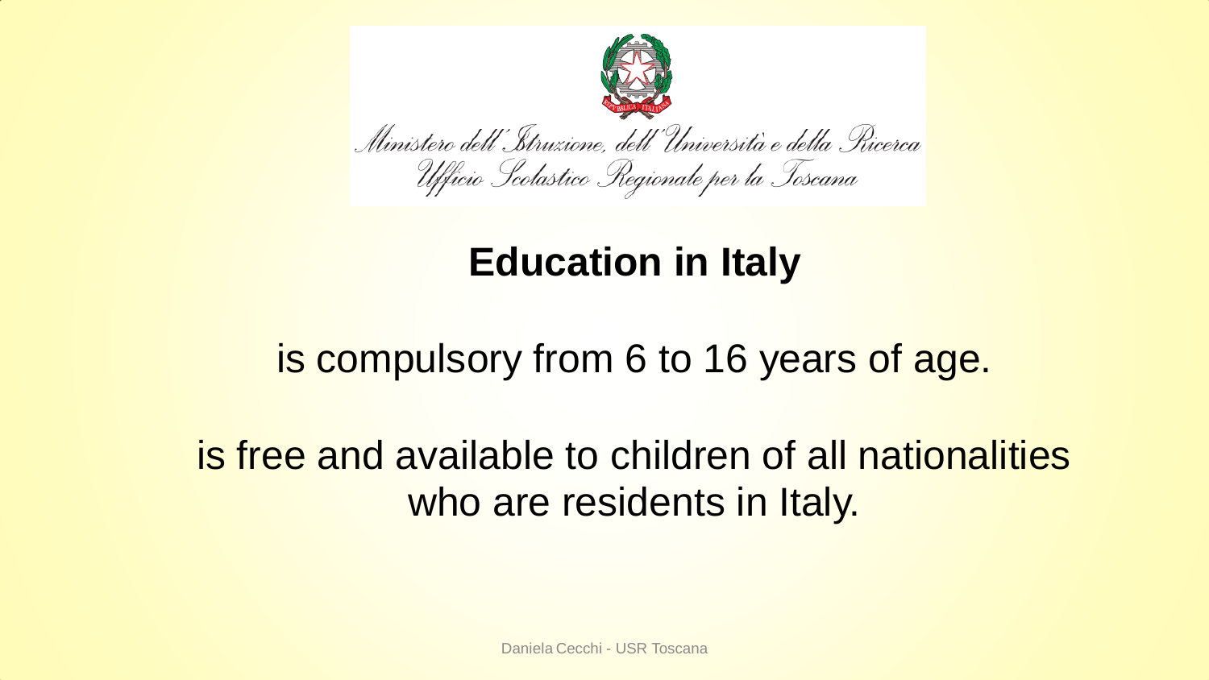Ministero dell'Istruzione, dell'Università e della Ricerca
Ufficio Scolastico Regionale per la Toscana

# Education in Italy

is compulsory from 6 to 16 years of age.

is free and available to children of all nationalities who are residents in Italy.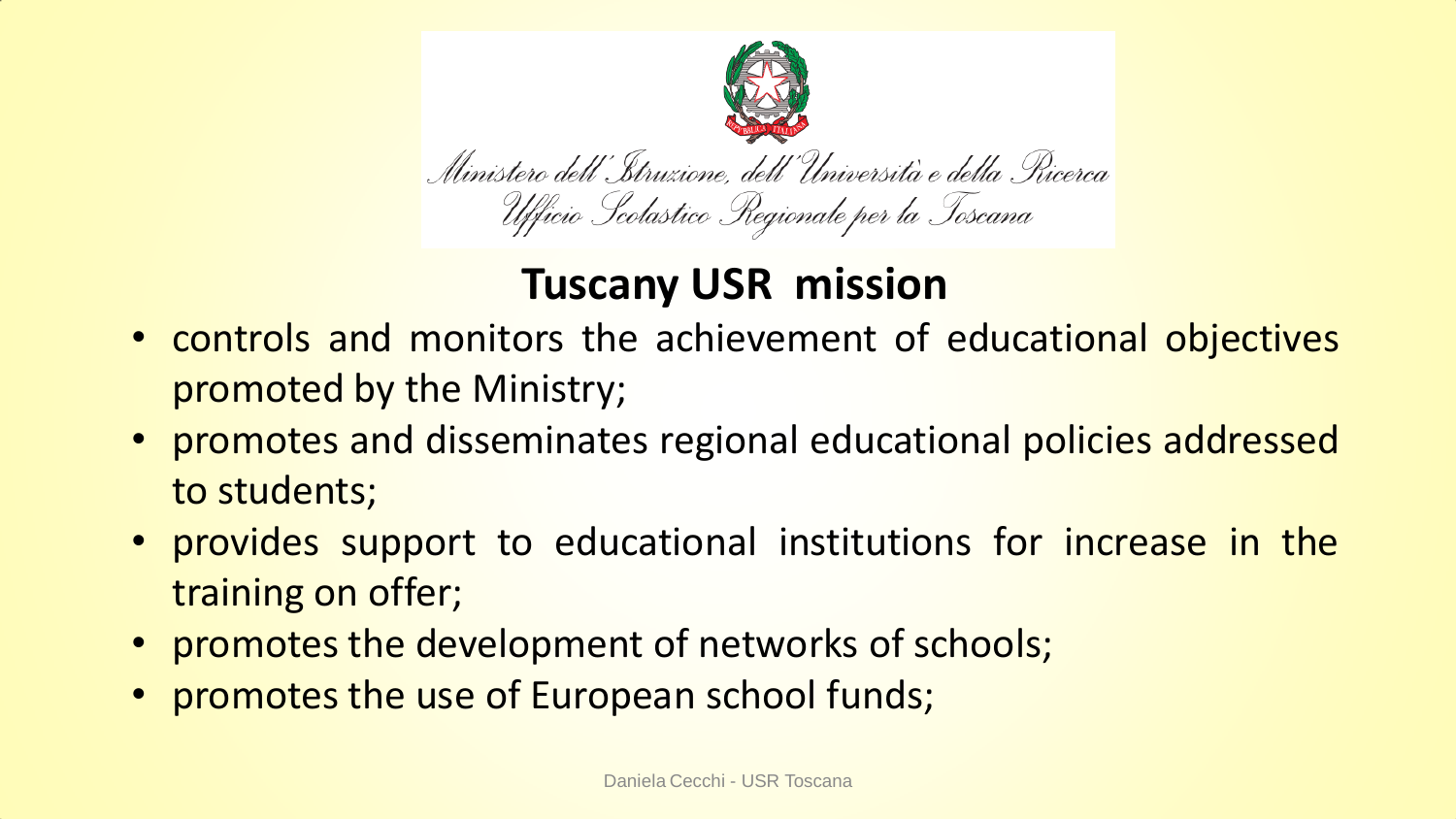Ministero dell'Istruzione, dell'Università e della Ricerca
Ufficio Scolastico Regionale per la Toscana

## Tuscany USR mission

- controls and monitors the achievement of educational objectives promoted by the Ministry;
- promotes and disseminates regional educational policies addressed to students;
- provides support to educational institutions for increase in the training on offer;
- promotes the development of networks of schools;
- promotes the use of European school funds;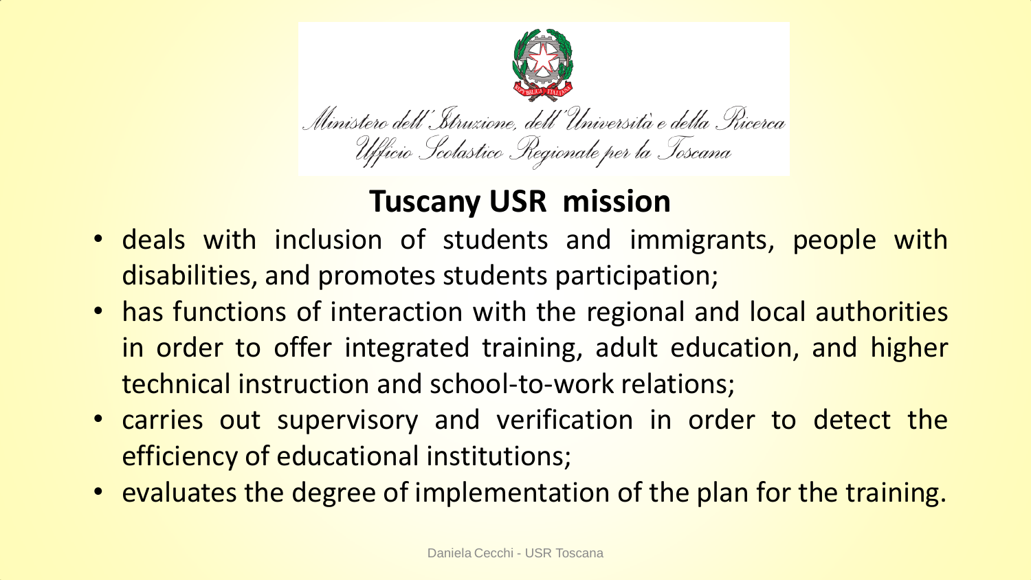Ministero dell'Istruzione, dell'Università e della Ricerca
Ufficio Scolastico Regionale per la Toscana

## Tuscany USR mission

- deals with inclusion of students and immigrants, people with disabilities, and promotes students participation;
- has functions of interaction with the regional and local authorities in order to offer integrated training, adult education, and higher technical instruction and school-to-work relations;
- carries out supervisory and verification in order to detect the efficiency of educational institutions;
- evaluates the degree of implementation of the plan for the training.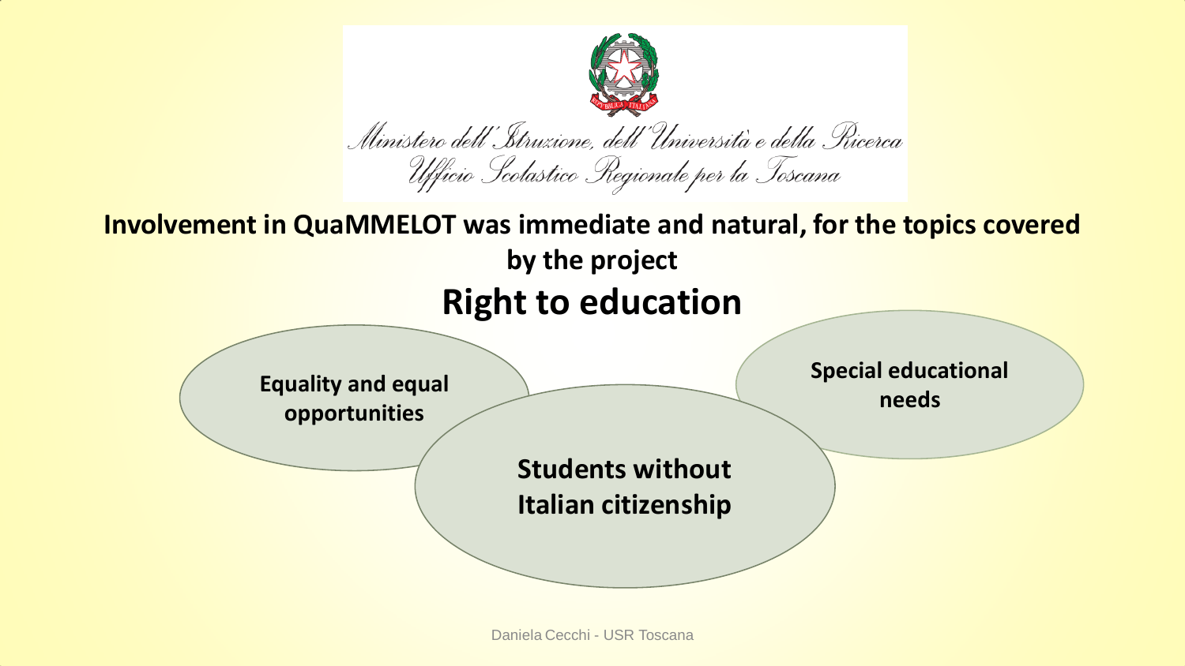Ministero dell'Istruzione, dell'Università e della Ricerca
Ufficio Scolastico Regionale per la Toscana

**Involvement in QuaMMELOT was immediate and natural, for the topics covered by the project**

## Right to education

- **Equality and equal opportunities**
- **Students without Italian citizenship**
- **Special educational needs**

Daniela Cecchi - USR Toscana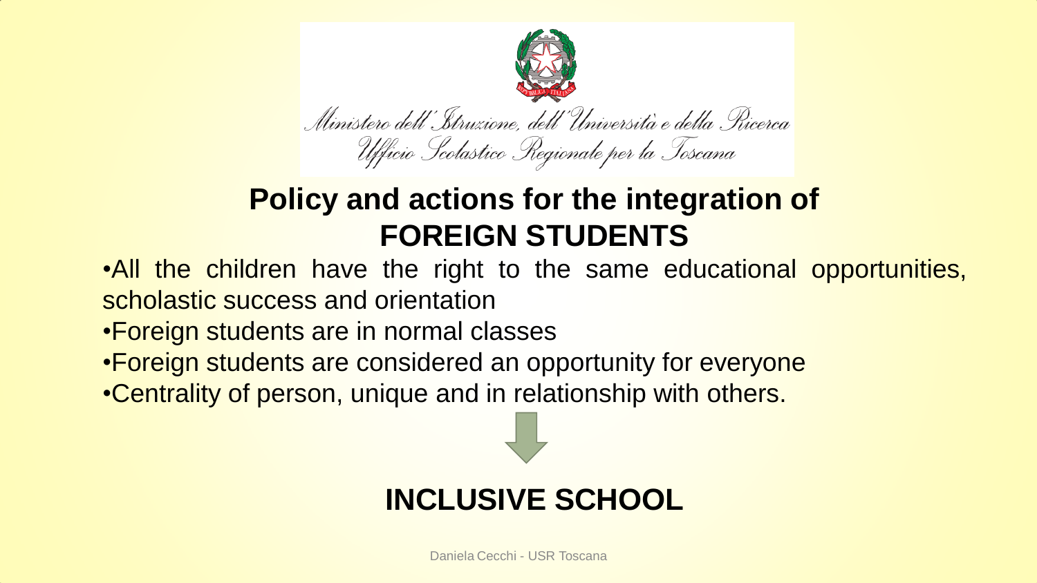Ministero dell'Istruzione, dell'Università e della Ricerca
Ufficio Scolastico Regionale per la Toscana

# Policy and actions for the integration of FOREIGN STUDENTS

- All the children have the right to the same educational opportunities, scholastic success and orientation
- Foreign students are in normal classes
- Foreign students are considered an opportunity for everyone
- Centrality of person, unique and in relationship with others.

↓

## INCLUSIVE SCHOOL

Daniela Cecchi - USR Toscana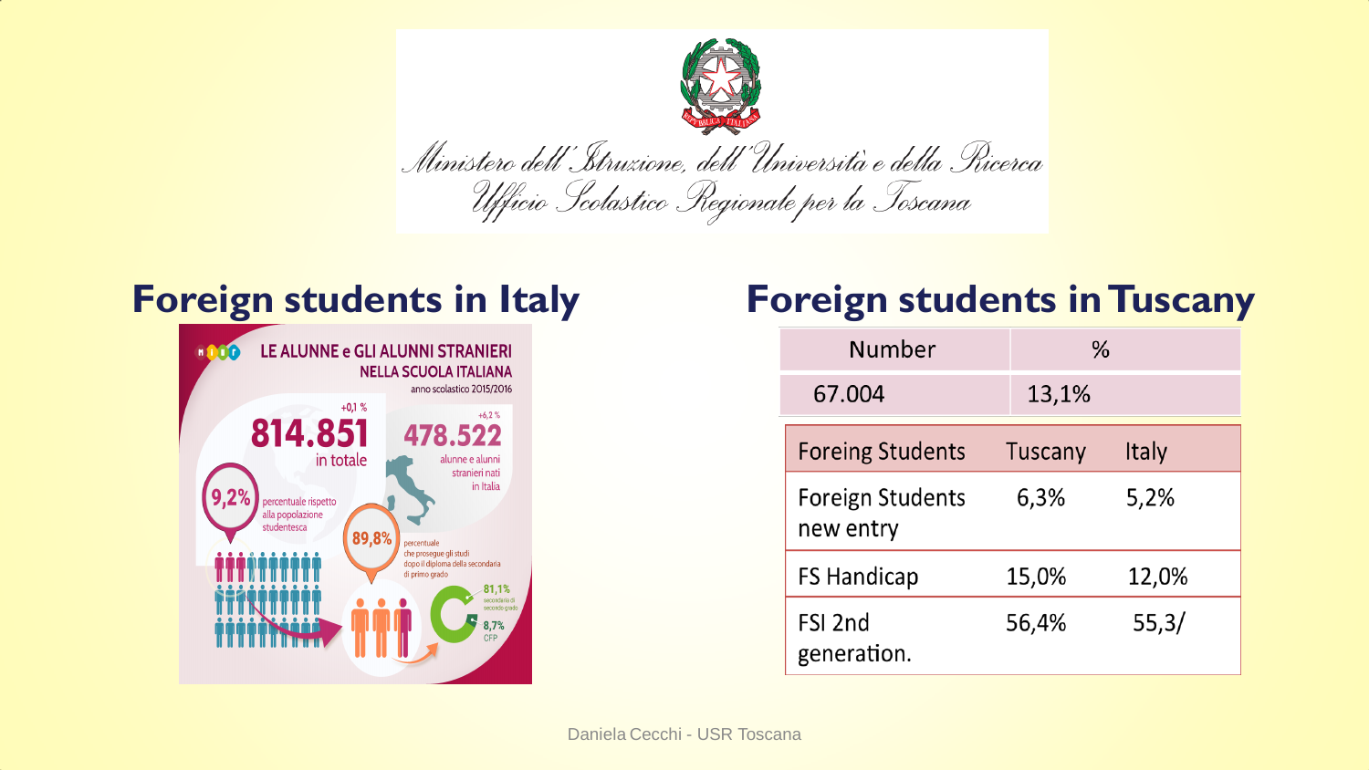Ministero dell'Istruzione, dell'Università e della Ricerca
Ufficio Scolastico Regionale per la Toscana

## Foreign students in Italy

LE ALUNNE e GLI ALUNNI STRANIERI NELLA SCUOLA ITALIANA
anno scolastico 2015/2016

+0,1 %
**814.851** in totale

+6,2 %
**478.522** alunne e alunni stranieri nati in Italia

**9,2%** percentuale rispetto alla popolazione studentesca

**89,8%** percentuale che prosegue gli studi dopo il diploma della secondaria di primo grado

**81,1%** secondaria di secondo grado

**8,7%** CFP

## Foreign students in Tuscany

| Number | % |
| --- | --- |
| 67.004 | 13,1% |

| Foreing Students | Tuscany | Italy |
| --- | --- | --- |
| Foreign Students new entry | 6,3% | 5,2% |
| FS Handicap | 15,0% | 12,0% |
| FSI 2nd generation. | 56,4% | 55,3/ |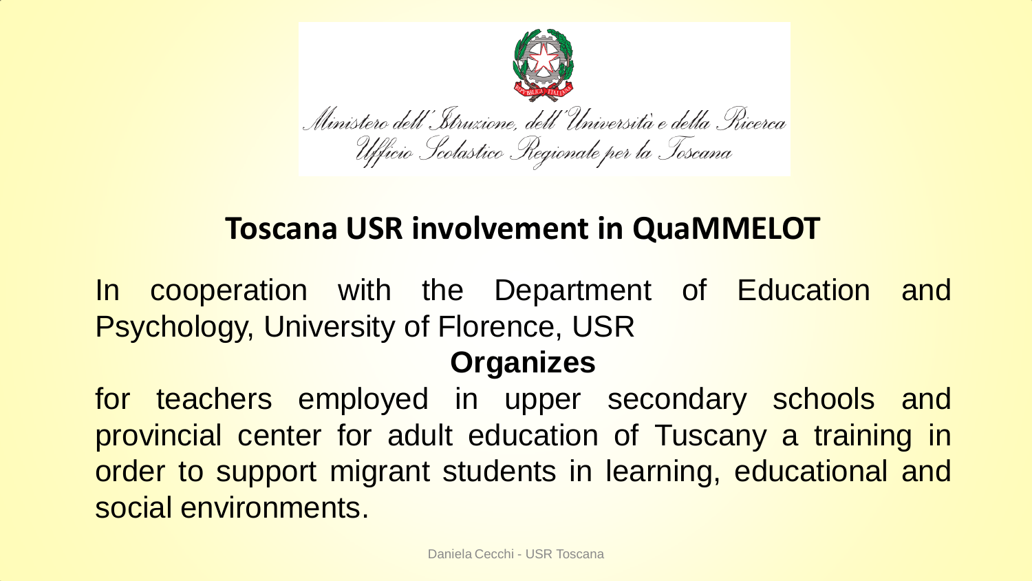Ministero dell'Istruzione, dell'Università e della Ricerca
Ufficio Scolastico Regionale per la Toscana

## Toscana USR involvement in QuaMMELOT

In cooperation with the Department of Education and Psychology, University of Florence, USR

**Organizes**

for teachers employed in upper secondary schools and provincial center for adult education of Tuscany a training in order to support migrant students in learning, educational and social environments.

Daniela Cecchi - USR Toscana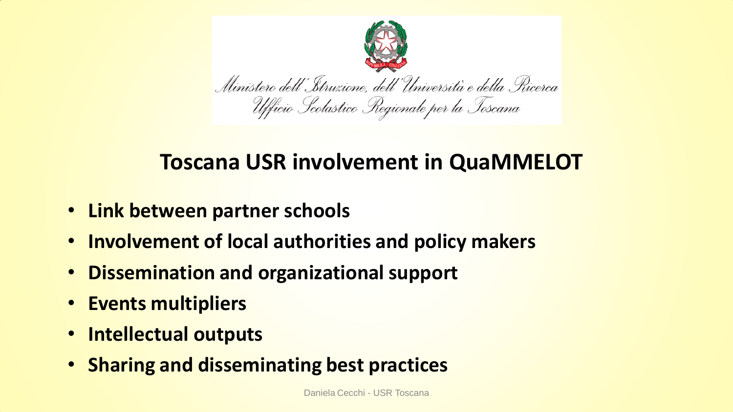Ministero dell'Istruzione, dell'Università e della Ricerca
Ufficio Scolastico Regionale per la Toscana

# Toscana USR involvement in QuaMMELOT

- **Link between partner schools**
- **Involvement of local authorities and policy makers**
- **Dissemination and organizational support**
- **Events multipliers**
- **Intellectual outputs**
- **Sharing and disseminating best practices**

Daniela Cecchi - USR Toscana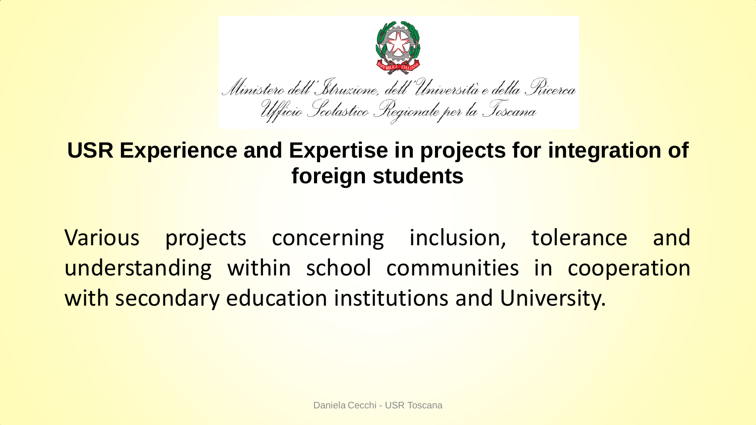Ministero dell'Istruzione, dell'Università e della Ricerca
Ufficio Scolastico Regionale per la Toscana

## USR Experience and Expertise in projects for integration of foreign students

Various projects concerning inclusion, tolerance and understanding within school communities in cooperation with secondary education institutions and University.

Daniela Cecchi - USR Toscana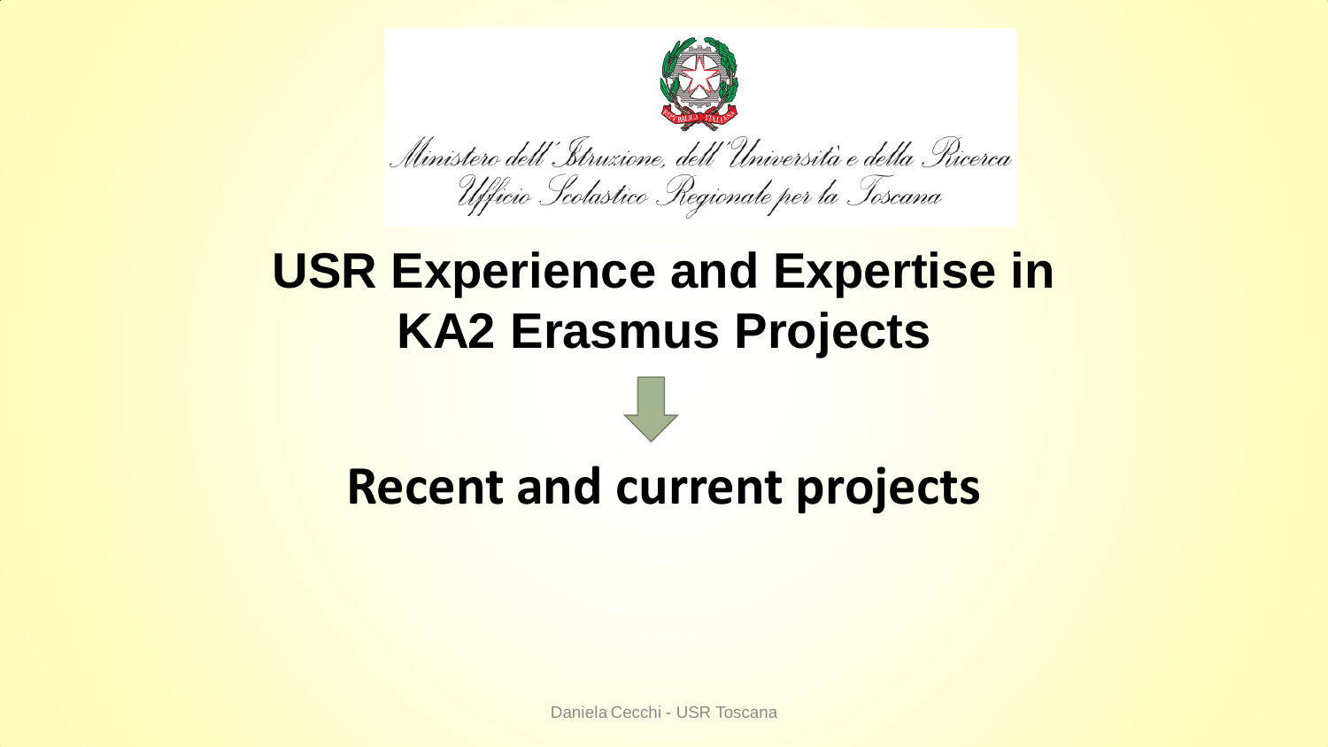Ministero dell'Istruzione, dell'Università e della Ricerca
Ufficio Scolastico Regionale per la Toscana

# USR Experience and Expertise in KA2 Erasmus Projects

# Recent and current projects

Daniela Cecchi - USR Toscana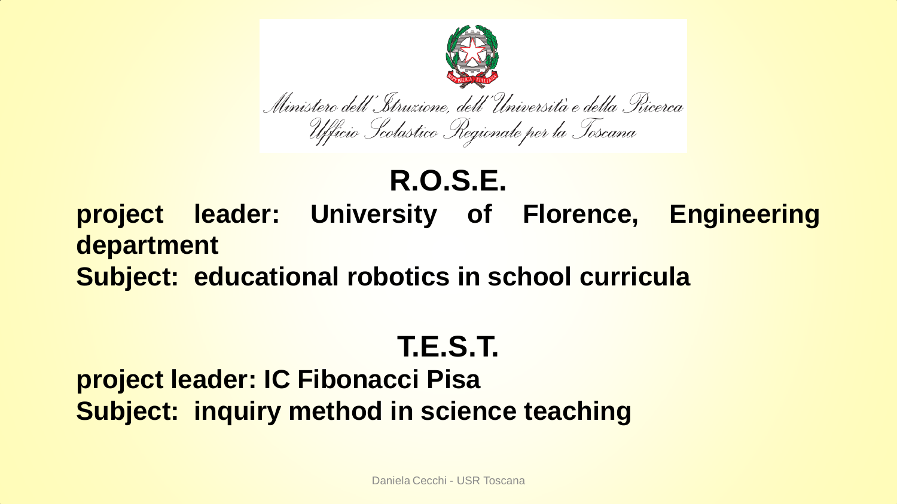Ministero dell'Istruzione, dell'Università e della Ricerca
Ufficio Scolastico Regionale per la Toscana

# R.O.S.E.

**project leader: University of Florence, Engineering department**

**Subject: educational robotics in school curricula**

# T.E.S.T.

**project leader: IC Fibonacci Pisa**

**Subject: inquiry method in science teaching**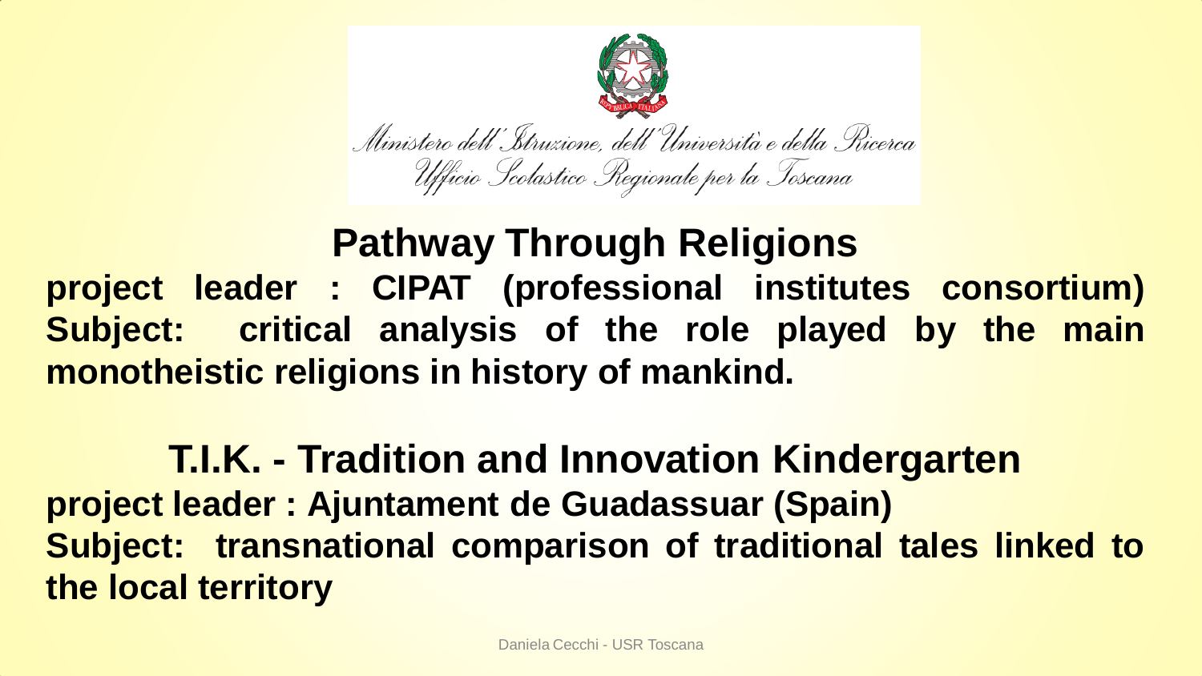Ministero dell'Istruzione, dell'Università e della Ricerca
Ufficio Scolastico Regionale per la Toscana

## Pathway Through Religions

**project leader : CIPAT (professional institutes consortium)**
**Subject: critical analysis of the role played by the main monotheistic religions in history of mankind.**

## T.I.K. - Tradition and Innovation Kindergarten

**project leader : Ajuntament de Guadassuar (Spain)**
**Subject: transnational comparison of traditional tales linked to the local territory**

Daniela Cecchi - USR Toscana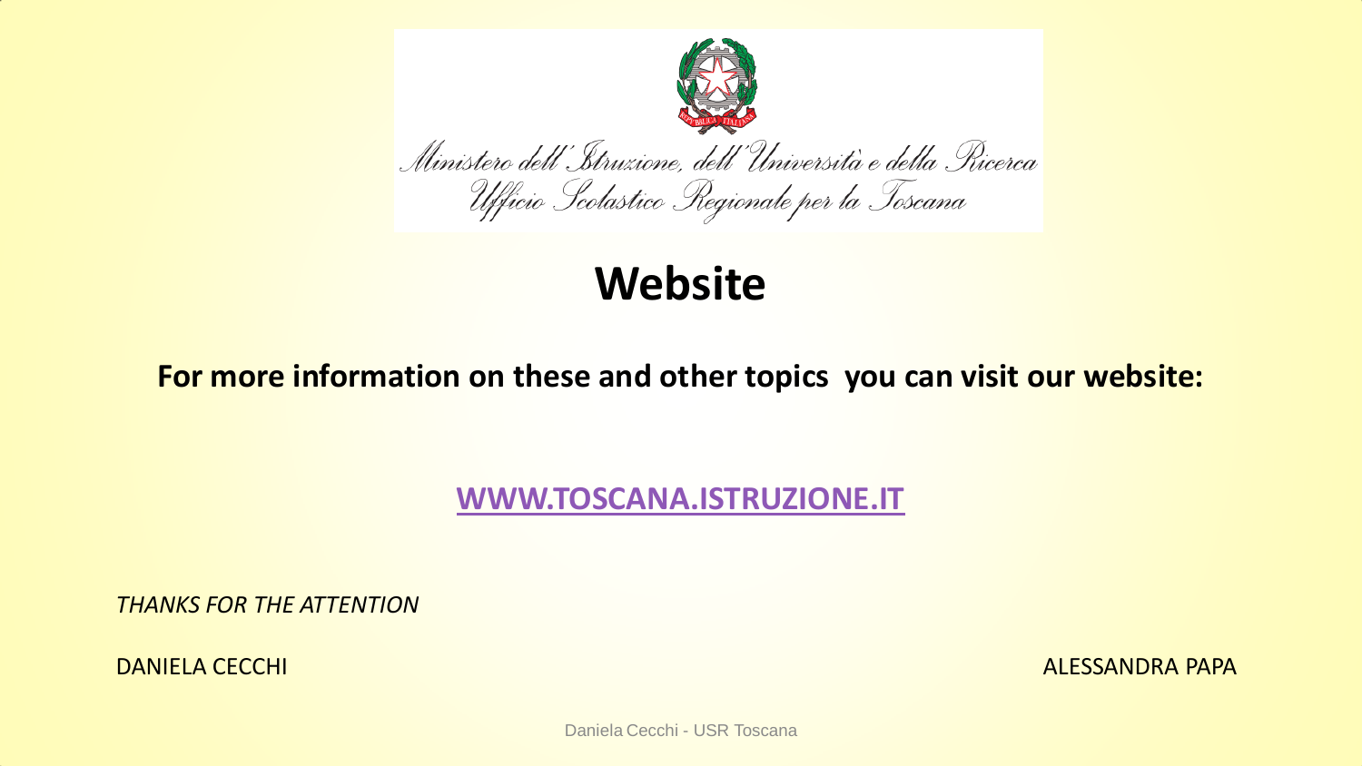Ministero dell'Istruzione, dell'Università e della Ricerca
Ufficio Scolastico Regionale per la Toscana

# Website

**For more information on these and other topics you can visit our website:**

**[WWW.TOSCANA.ISTRUZIONE.IT](http://www.toscana.istruzione.it)**

*THANKS FOR THE ATTENTION*

DANIELA CECCHI

ALESSANDRA PAPA